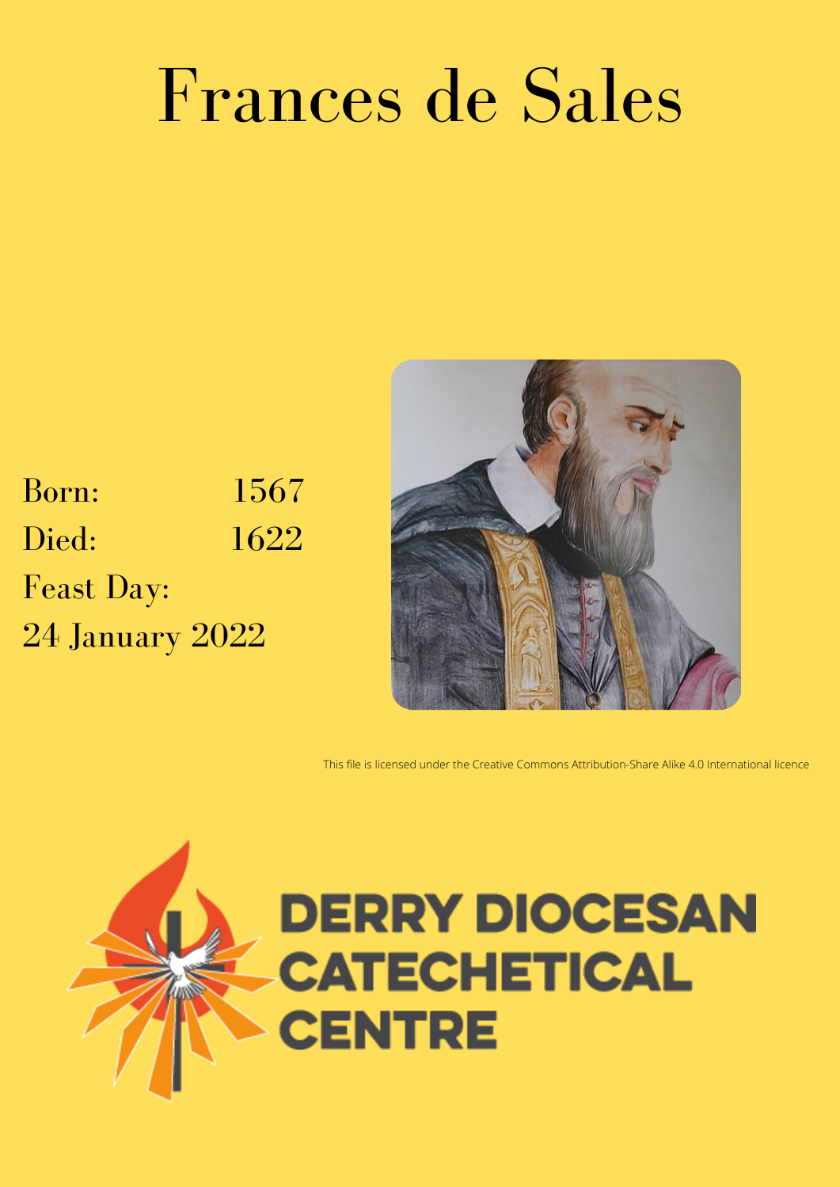# Frances de Sales

Born: 1567

Died: 1622

Feast Day:

24 January 2022

This file is licensed under the Creative Commons Attribution-Share Alike 4.0 International licence

DERRY DIOCESAN CATECHETICAL CENTRE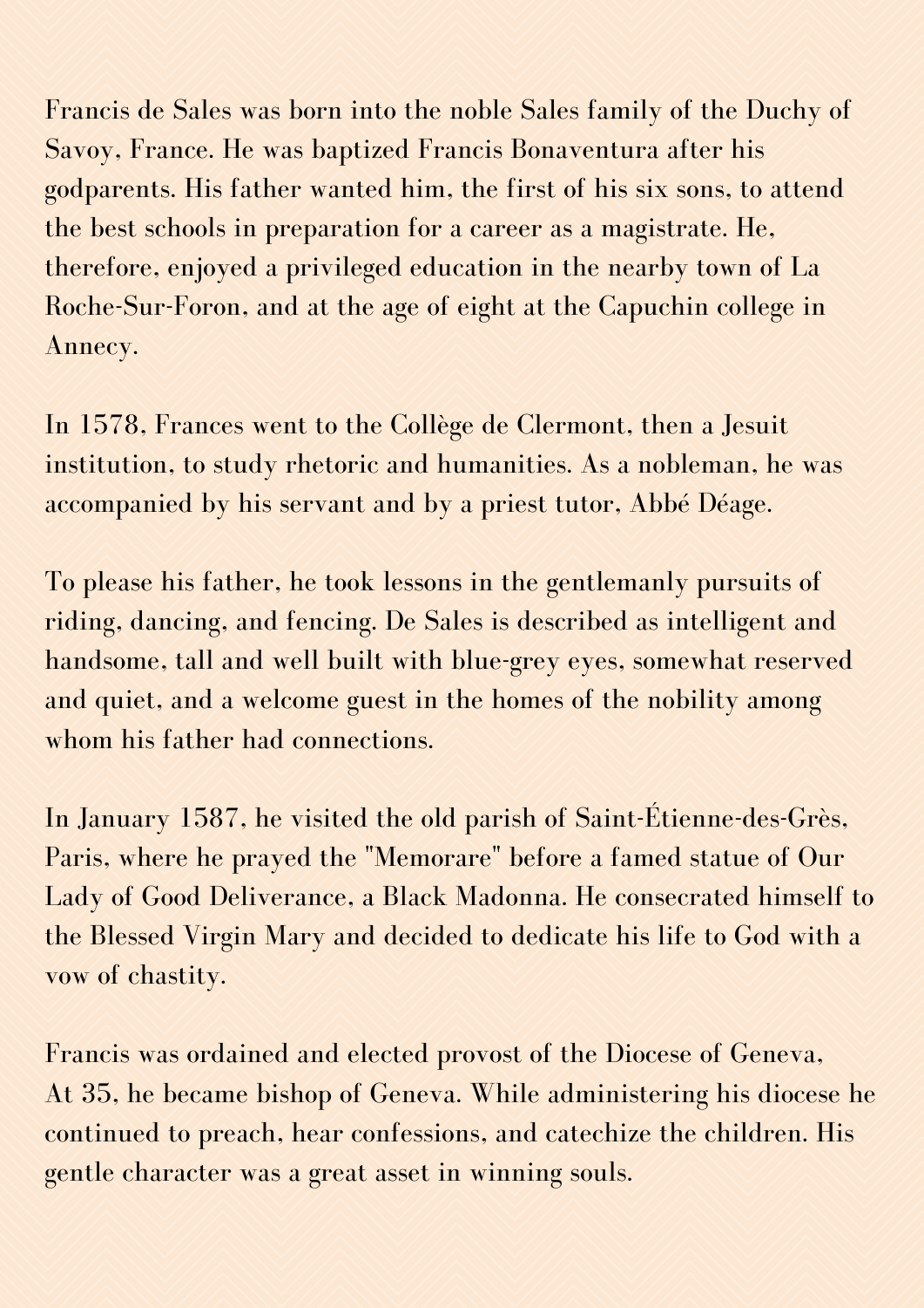Francis de Sales was born into the noble Sales family of the Duchy of Savoy, France. He was baptized Francis Bonaventura after his godparents. His father wanted him, the first of his six sons, to attend the best schools in preparation for a career as a magistrate. He, therefore, enjoyed a privileged education in the nearby town of La Roche-Sur-Foron, and at the age of eight at the Capuchin college in Annecy.

In 1578, Frances went to the Collège de Clermont, then a Jesuit institution, to study rhetoric and humanities. As a nobleman, he was accompanied by his servant and by a priest tutor, Abbé Déage.

To please his father, he took lessons in the gentlemanly pursuits of riding, dancing, and fencing. De Sales is described as intelligent and handsome, tall and well built with blue-grey eyes, somewhat reserved and quiet, and a welcome guest in the homes of the nobility among whom his father had connections.

In January 1587, he visited the old parish of Saint-Étienne-des-Grès, Paris, where he prayed the "Memorare" before a famed statue of Our Lady of Good Deliverance, a Black Madonna. He consecrated himself to the Blessed Virgin Mary and decided to dedicate his life to God with a vow of chastity.

Francis was ordained and elected provost of the Diocese of Geneva, At 35, he became bishop of Geneva. While administering his diocese he continued to preach, hear confessions, and catechize the children. His gentle character was a great asset in winning souls.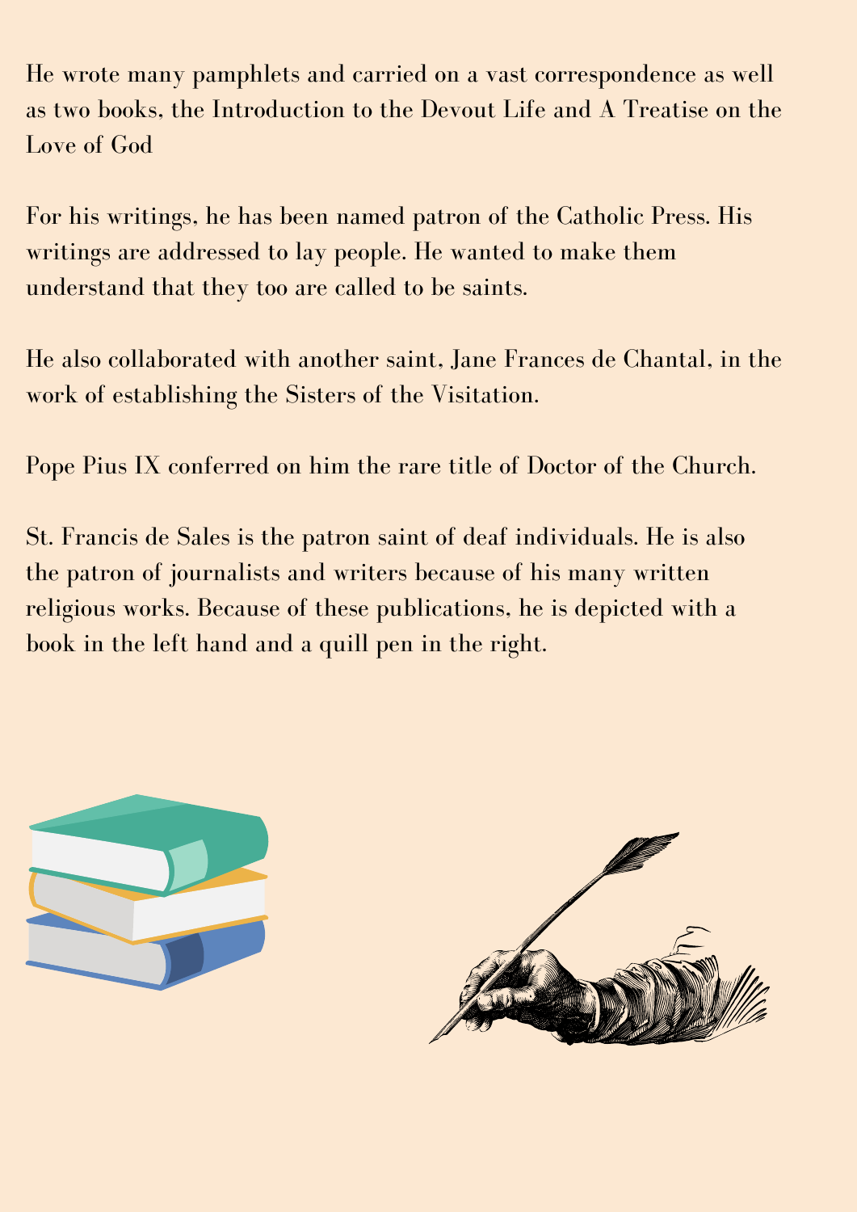He wrote many pamphlets and carried on a vast correspondence as well as two books, the Introduction to the Devout Life and A Treatise on the Love of God

For his writings, he has been named patron of the Catholic Press. His writings are addressed to lay people. He wanted to make them understand that they too are called to be saints.

He also collaborated with another saint, Jane Frances de Chantal, in the work of establishing the Sisters of the Visitation.

Pope Pius IX conferred on him the rare title of Doctor of the Church.

St. Francis de Sales is the patron saint of deaf individuals. He is also the patron of journalists and writers because of his many written religious works. Because of these publications, he is depicted with a book in the left hand and a quill pen in the right.